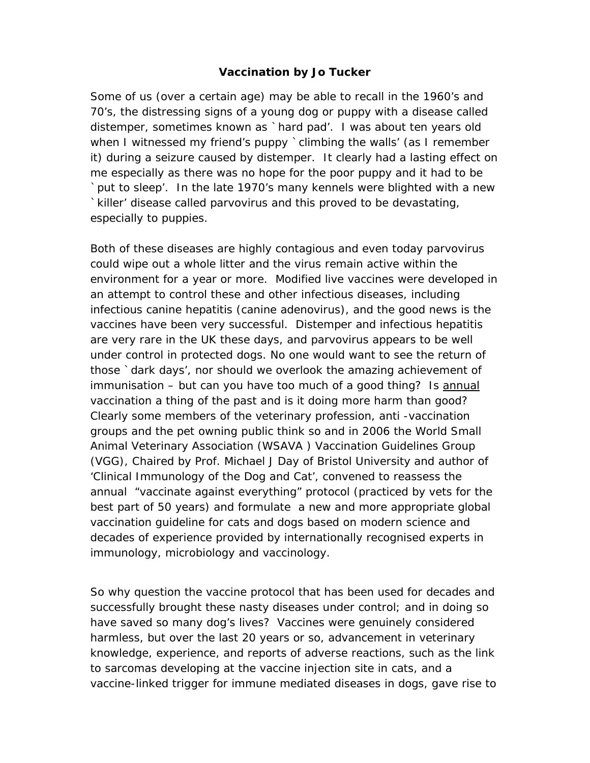# Vaccination by Jo Tucker

Some of us (over a certain age) may be able to recall in the 1960's and 70's, the distressing signs of a young dog or puppy with a disease called distemper, sometimes known as `hard pad'. I was about ten years old when I witnessed my friend's puppy `climbing the walls' (as I remember it) during a seizure caused by distemper. It clearly had a lasting effect on me especially as there was no hope for the poor puppy and it had to be `put to sleep'. In the late 1970's many kennels were blighted with a new `killer' disease called parvovirus and this proved to be devastating, especially to puppies.

Both of these diseases are highly contagious and even today parvovirus could wipe out a whole litter and the virus remain active within the environment for a year or more. Modified live vaccines were developed in an attempt to control these and other infectious diseases, including infectious canine hepatitis (canine adenovirus), and the good news is the vaccines have been very successful. Distemper and infectious hepatitis are very rare in the UK these days, and parvovirus appears to be well under control in protected dogs. No one would want to see the return of those `dark days', nor should we overlook the amazing achievement of immunisation – but can you have too much of a good thing? Is <u>annual</u> vaccination a thing of the past and is it doing more harm than good? Clearly some members of the veterinary profession, anti -vaccination groups and the pet owning public think so and in 2006 the World Small Animal Veterinary Association (WSAVA ) Vaccination Guidelines Group (VGG), Chaired by Prof. Michael J Day of Bristol University and author of 'Clinical Immunology of the Dog and Cat', convened to reassess the annual "vaccinate against everything" protocol (practiced by vets for the best part of 50 years) and formulate a new and more appropriate global vaccination guideline for cats and dogs based on modern science and decades of experience provided by internationally recognised experts in immunology, microbiology and vaccinology.

So why question the vaccine protocol that has been used for decades and successfully brought these nasty diseases under control; and in doing so have saved so many dog's lives? Vaccines were genuinely considered harmless, but over the last 20 years or so, advancement in veterinary knowledge, experience, and reports of adverse reactions, such as the link to sarcomas developing at the vaccine injection site in cats, and a vaccine-linked trigger for immune mediated diseases in dogs, gave rise to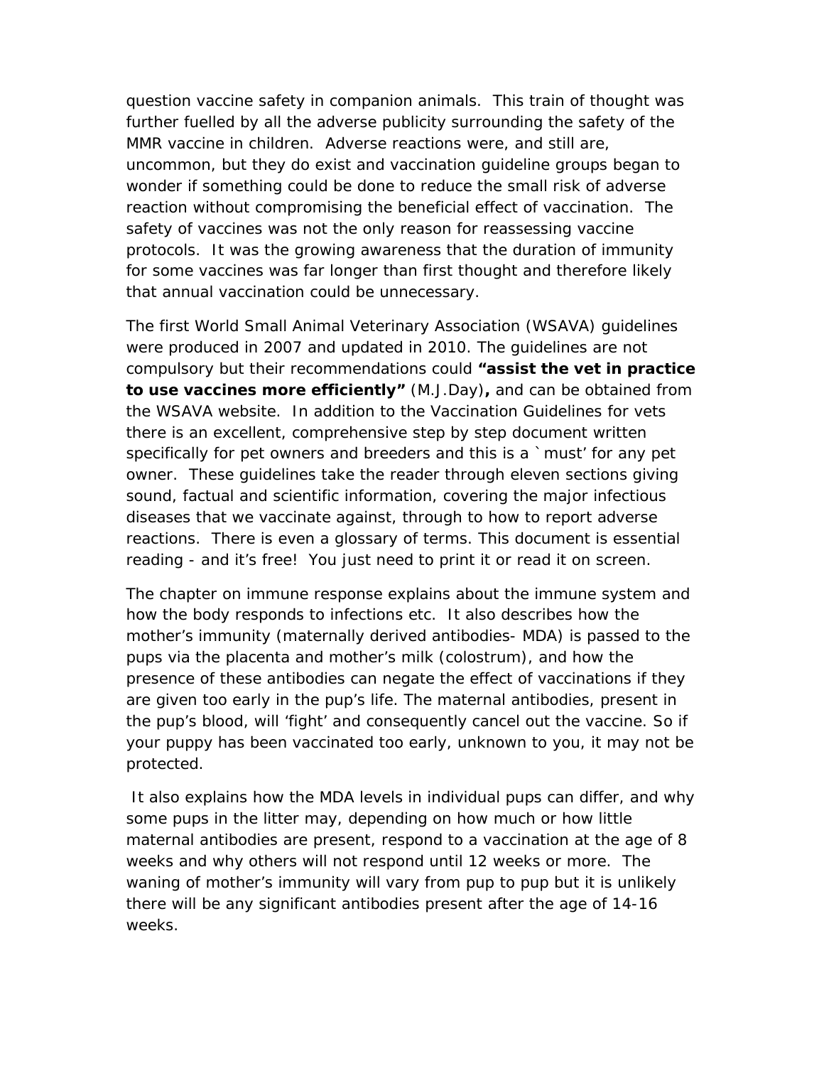question vaccine safety in companion animals. This train of thought was further fuelled by all the adverse publicity surrounding the safety of the MMR vaccine in children. Adverse reactions were, and still are, uncommon, but they do exist and vaccination guideline groups began to wonder if something could be done to reduce the small risk of adverse reaction without compromising the beneficial effect of vaccination. The safety of vaccines was not the only reason for reassessing vaccine protocols. It was the growing awareness that the duration of immunity for some vaccines was far longer than first thought and therefore likely that annual vaccination could be unnecessary.

The first World Small Animal Veterinary Association (WSAVA) guidelines were produced in 2007 and updated in 2010. The guidelines are not compulsory but their recommendations could **"assist the vet in practice to use vaccines more efficiently"** (M.J.Day)**,** and can be obtained from the WSAVA website. In addition to the Vaccination Guidelines for vets there is an excellent, comprehensive step by step document written specifically for pet owners and breeders and this is a `must' for any pet owner. These guidelines take the reader through eleven sections giving sound, factual and scientific information, covering the major infectious diseases that we vaccinate against, through to how to report adverse reactions. There is even a glossary of terms. This document is essential reading - and it's free! You just need to print it or read it on screen.

The chapter on immune response explains about the immune system and how the body responds to infections etc. It also describes how the mother's immunity (maternally derived antibodies- MDA) is passed to the pups via the placenta and mother's milk (colostrum), and how the presence of these antibodies can negate the effect of vaccinations if they are given too early in the pup's life. The maternal antibodies, present in the pup's blood, will 'fight' and consequently cancel out the vaccine. So if your puppy has been vaccinated too early, unknown to you, it may not be protected.

It also explains how the MDA levels in individual pups can differ, and why some pups in the litter may, depending on how much or how little maternal antibodies are present, respond to a vaccination at the age of 8 weeks and why others will not respond until 12 weeks or more. The waning of mother's immunity will vary from pup to pup but it is unlikely there will be any significant antibodies present after the age of 14-16 weeks.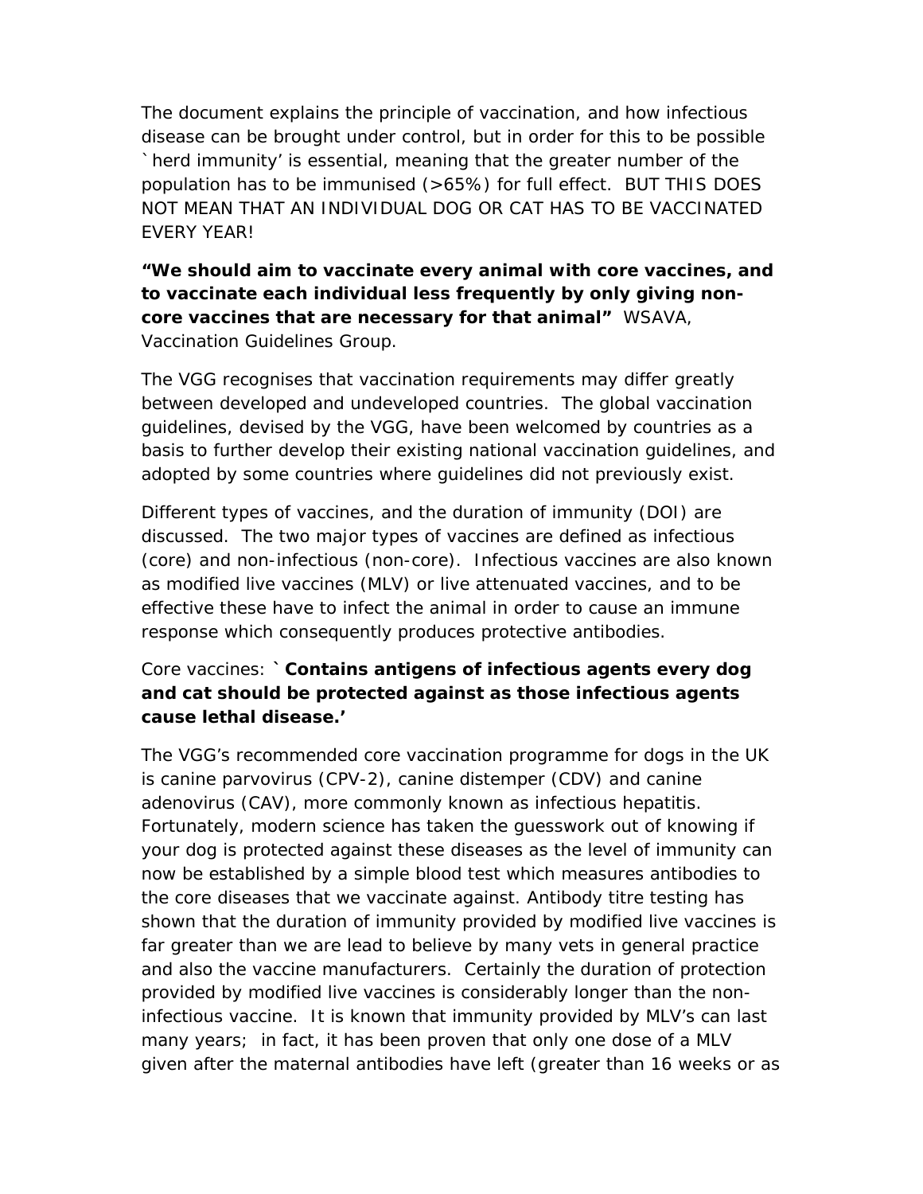The document explains the principle of vaccination, and how infectious disease can be brought under control, but in order for this to be possible `herd immunity' is essential, meaning that the greater number of the population has to be immunised (>65%) for full effect. BUT THIS DOES NOT MEAN THAT AN INDIVIDUAL DOG OR CAT HAS TO BE VACCINATED EVERY YEAR!

**"We should aim to vaccinate every animal with core vaccines, and to vaccinate each individual less frequently by only giving non-core vaccines that are necessary for that animal"** WSAVA, Vaccination Guidelines Group.

The VGG recognises that vaccination requirements may differ greatly between developed and undeveloped countries. The global vaccination guidelines, devised by the VGG, have been welcomed by countries as a basis to further develop their existing national vaccination guidelines, and adopted by some countries where guidelines did not previously exist.

Different types of vaccines, and the duration of immunity (DOI) are discussed. The two major types of vaccines are defined as infectious (core) and non-infectious (non-core). Infectious vaccines are also known as modified live vaccines (MLV) or live attenuated vaccines, and to be effective these have to infect the animal in order to cause an immune response which consequently produces protective antibodies.

Core vaccines: **`Contains antigens of infectious agents every dog and cat should be protected against as those infectious agents cause lethal disease.'**

The VGG's recommended core vaccination programme for dogs in the UK is canine parvovirus (CPV-2), canine distemper (CDV) and canine adenovirus (CAV), more commonly known as infectious hepatitis. Fortunately, modern science has taken the guesswork out of knowing if your dog is protected against these diseases as the level of immunity can now be established by a simple blood test which measures antibodies to the core diseases that we vaccinate against. Antibody titre testing has shown that the duration of immunity provided by modified live vaccines is far greater than we are lead to believe by many vets in general practice and also the vaccine manufacturers. Certainly the duration of protection provided by modified live vaccines is considerably longer than the non-infectious vaccine. It is known that immunity provided by MLV's can last many years; in fact, it has been proven that only one dose of a MLV given after the maternal antibodies have left (greater than 16 weeks or as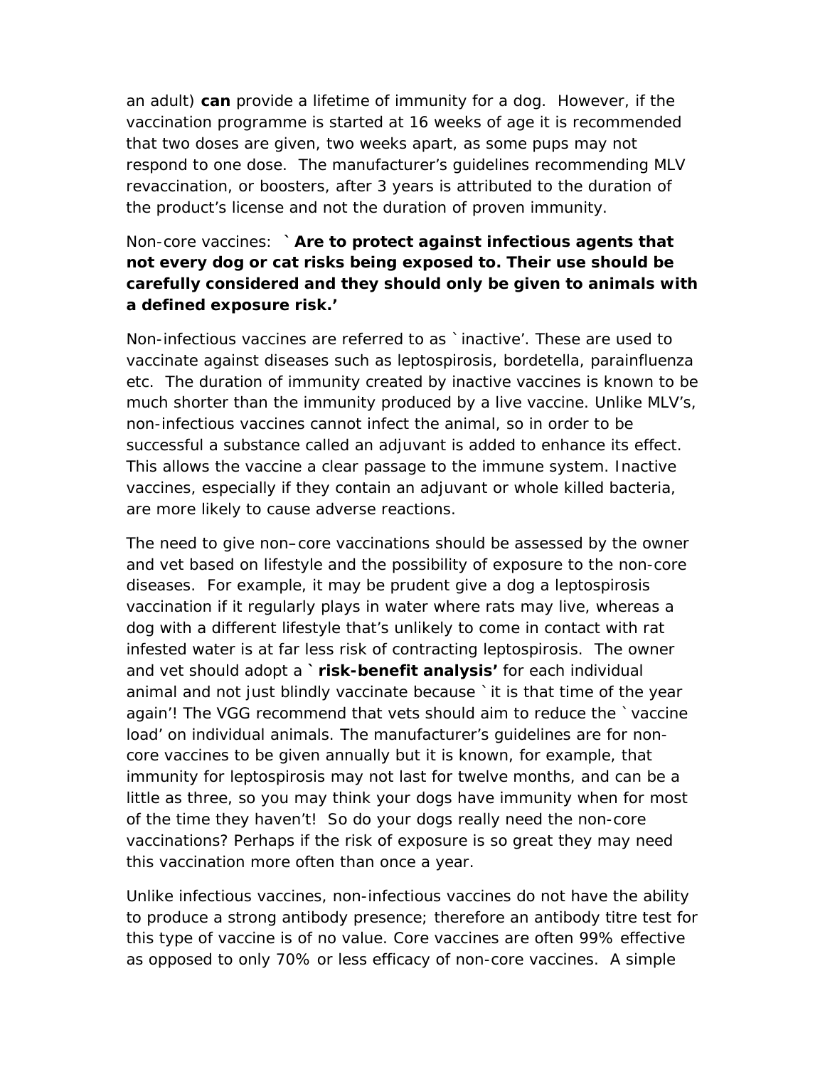an adult) **can** provide a lifetime of immunity for a dog. However, if the vaccination programme is started at 16 weeks of age it is recommended that two doses are given, two weeks apart, as some pups may not respond to one dose. The manufacturer's guidelines recommending MLV revaccination, or boosters, after 3 years is attributed to the duration of the product's license and not the duration of proven immunity.

Non-core vaccines: **`Are to protect against infectious agents that not every dog or cat risks being exposed to. Their use should be carefully considered and they should only be given to animals with a defined exposure risk.'**

Non-infectious vaccines are referred to as `inactive'. These are used to vaccinate against diseases such as leptospirosis, bordetella, parainfluenza etc. The duration of immunity created by inactive vaccines is known to be much shorter than the immunity produced by a live vaccine. Unlike MLV's, non-infectious vaccines cannot infect the animal, so in order to be successful a substance called an adjuvant is added to enhance its effect. This allows the vaccine a clear passage to the immune system. Inactive vaccines, especially if they contain an adjuvant or whole killed bacteria, are more likely to cause adverse reactions.

The need to give non–core vaccinations should be assessed by the owner and vet based on lifestyle and the possibility of exposure to the non-core diseases. For example, it may be prudent give a dog a leptospirosis vaccination if it regularly plays in water where rats may live, whereas a dog with a different lifestyle that's unlikely to come in contact with rat infested water is at far less risk of contracting leptospirosis. The owner and vet should adopt a **`risk-benefit analysis'** for each individual animal and not just blindly vaccinate because `it is that time of the year again'! The VGG recommend that vets should aim to reduce the `vaccine load' on individual animals. The manufacturer's guidelines are for non-core vaccines to be given annually but it is known, for example, that immunity for leptospirosis may not last for twelve months, and can be a little as three, so you may think your dogs have immunity when for most of the time they haven't! So do your dogs really need the non-core vaccinations? Perhaps if the risk of exposure is so great they may need this vaccination more often than once a year.

Unlike infectious vaccines, non-infectious vaccines do not have the ability to produce a strong antibody presence; therefore an antibody titre test for this type of vaccine is of no value. Core vaccines are often 99% effective as opposed to only 70% or less efficacy of non-core vaccines. A simple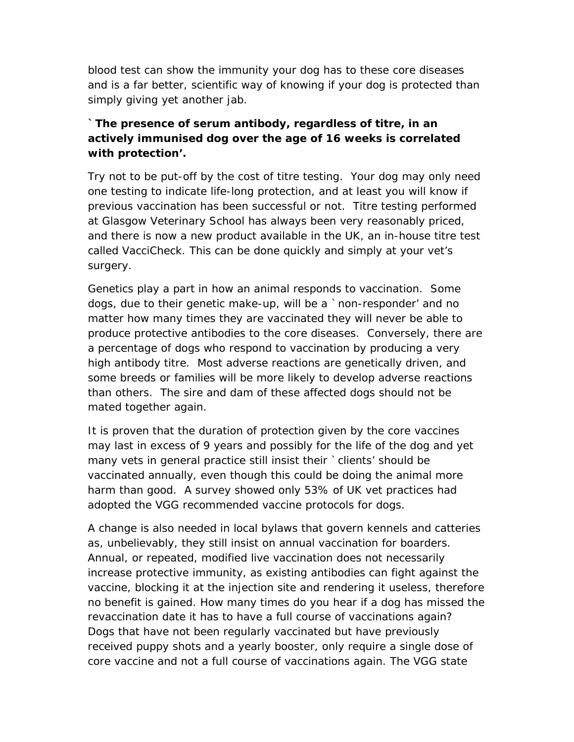blood test can show the immunity your dog has to these core diseases and is a far better, scientific way of knowing if your dog is protected than simply giving yet another jab.

**`The presence of serum antibody, regardless of titre, in an actively immunised dog over the age of 16 weeks is correlated with protection'.**

Try not to be put-off by the cost of titre testing. Your dog may only need one testing to indicate life-long protection, and at least you will know if previous vaccination has been successful or not. Titre testing performed at Glasgow Veterinary School has always been very reasonably priced, and there is now a new product available in the UK, an in-house titre test called VacciCheck. This can be done quickly and simply at your vet's surgery.

Genetics play a part in how an animal responds to vaccination. Some dogs, due to their genetic make-up, will be a `non-responder' and no matter how many times they are vaccinated they will never be able to produce protective antibodies to the core diseases. Conversely, there are a percentage of dogs who respond to vaccination by producing a very high antibody titre. Most adverse reactions are genetically driven, and some breeds or families will be more likely to develop adverse reactions than others. The sire and dam of these affected dogs should not be mated together again.

It is proven that the duration of protection given by the core vaccines may last in excess of 9 years and possibly for the life of the dog and yet many vets in general practice still insist their `clients' should be vaccinated annually, even though this could be doing the animal more harm than good. A survey showed only 53% of UK vet practices had adopted the VGG recommended vaccine protocols for dogs.

A change is also needed in local bylaws that govern kennels and catteries as, unbelievably, they still insist on annual vaccination for boarders. Annual, or repeated, modified live vaccination does not necessarily increase protective immunity, as existing antibodies can fight against the vaccine, blocking it at the injection site and rendering it useless, therefore no benefit is gained. How many times do you hear if a dog has missed the revaccination date it has to have a full course of vaccinations again? Dogs that have not been regularly vaccinated but have previously received puppy shots and a yearly booster, only require a single dose of core vaccine and not a full course of vaccinations again. The VGG state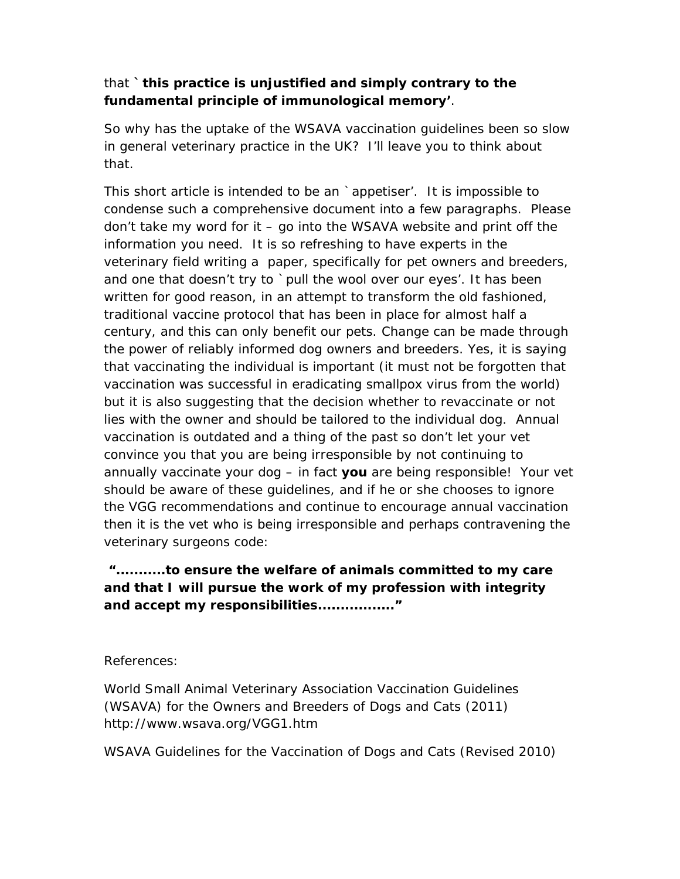that `**this practice is unjustified and simply contrary to the fundamental principle of immunological memory'**.

So why has the uptake of the WSAVA vaccination guidelines been so slow in general veterinary practice in the UK? I'll leave you to think about that.

This short article is intended to be an `appetiser'. It is impossible to condense such a comprehensive document into a few paragraphs. Please don't take my word for it – go into the WSAVA website and print off the information you need. It is so refreshing to have experts in the veterinary field writing a paper, specifically for pet owners and breeders, and one that doesn't try to `pull the wool over our eyes'. It has been written for good reason, in an attempt to transform the old fashioned, traditional vaccine protocol that has been in place for almost half a century, and this can only benefit our pets. Change can be made through the power of reliably informed dog owners and breeders. Yes, it is saying that vaccinating the individual is important (it must not be forgotten that vaccination was successful in eradicating smallpox virus from the world) but it is also suggesting that the decision whether to revaccinate or not lies with the owner and should be tailored to the individual dog. Annual vaccination is outdated and a thing of the past so don't let your vet convince you that you are being irresponsible by not continuing to annually vaccinate your dog – in fact **you** are being responsible! Your vet should be aware of these guidelines, and if he or she chooses to ignore the VGG recommendations and continue to encourage annual vaccination then it is the vet who is being irresponsible and perhaps contravening the veterinary surgeons code:

**"...........to ensure the welfare of animals committed to my care and that I will pursue the work of my profession with integrity and accept my responsibilities................."**

References:

World Small Animal Veterinary Association Vaccination Guidelines (WSAVA) for the Owners and Breeders of Dogs and Cats (2011) http://www.wsava.org/VGG1.htm

WSAVA Guidelines for the Vaccination of Dogs and Cats (Revised 2010)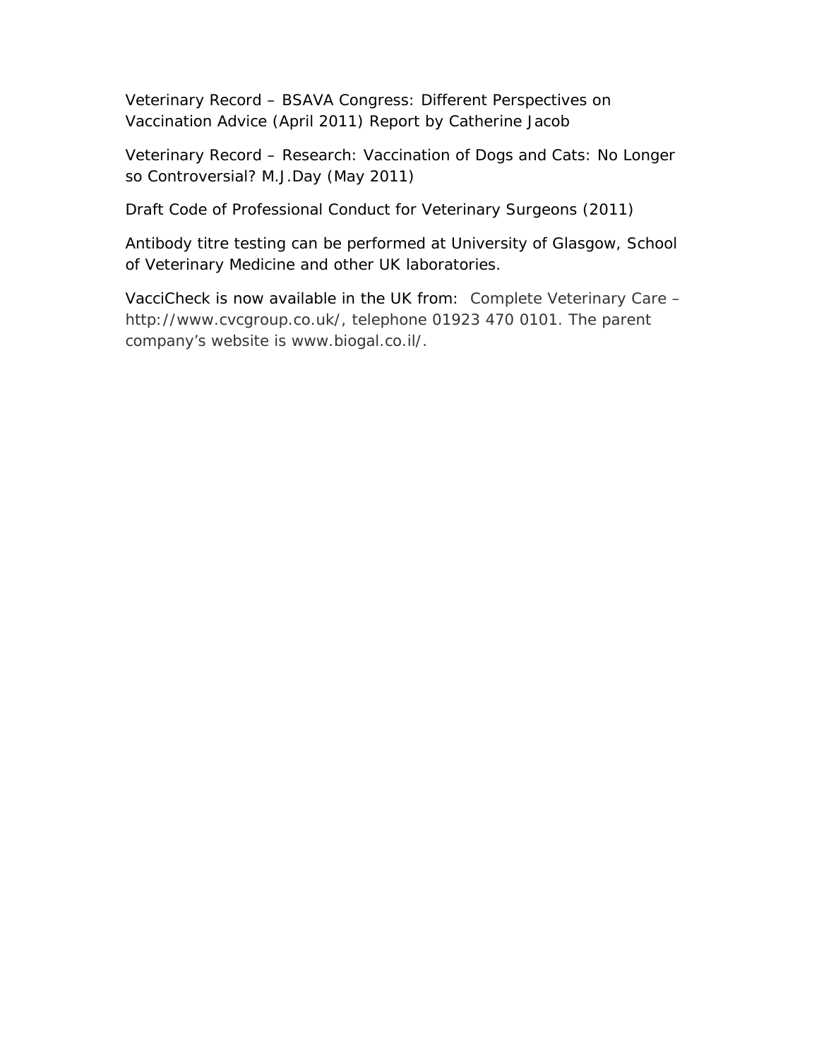Veterinary Record – BSAVA Congress: Different Perspectives on Vaccination Advice (April 2011) Report by Catherine Jacob

Veterinary Record – Research: Vaccination of Dogs and Cats: No Longer so Controversial? M.J.Day (May 2011)

Draft Code of Professional Conduct for Veterinary Surgeons (2011)

Antibody titre testing can be performed at University of Glasgow, School of Veterinary Medicine and other UK laboratories.

VacciCheck is now available in the UK from: Complete Veterinary Care – http://www.cvcgroup.co.uk/, telephone 01923 470 0101. The parent company's website is www.biogal.co.il/.